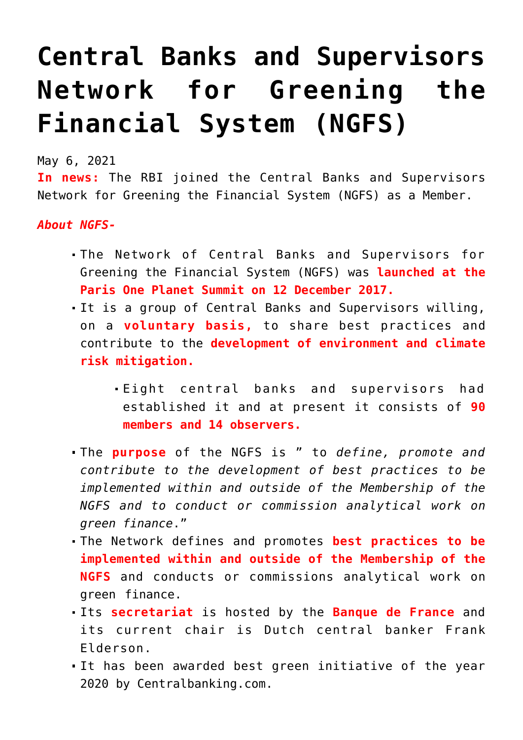# Central Banks and Supervisors Network for Greening the Financial System (NGFS)

May 6, 2021

**In news:** The RBI joined the Central Banks and Supervisors Network for Greening the Financial System (NGFS) as a Member.

***About NGFS-***

- The Network of Central Banks and Supervisors for Greening the Financial System (NGFS) was **launched at the Paris One Planet Summit on 12 December 2017.**
- It is a group of Central Banks and Supervisors willing, on a **voluntary basis,** to share best practices and contribute to the **development of environment and climate risk mitigation.**
  - Eight central banks and supervisors had established it and at present it consists of **90 members and 14 observers.**
- The **purpose** of the NGFS is " to *define, promote and contribute to the development of best practices to be implemented within and outside of the Membership of the NGFS and to conduct or commission analytical work on green finance*."
- The Network defines and promotes **best practices to be implemented within and outside of the Membership of the NGFS** and conducts or commissions analytical work on green finance.
- Its **secretariat** is hosted by the **Banque de France** and its current chair is Dutch central banker Frank Elderson.
- It has been awarded best green initiative of the year 2020 by Centralbanking.com.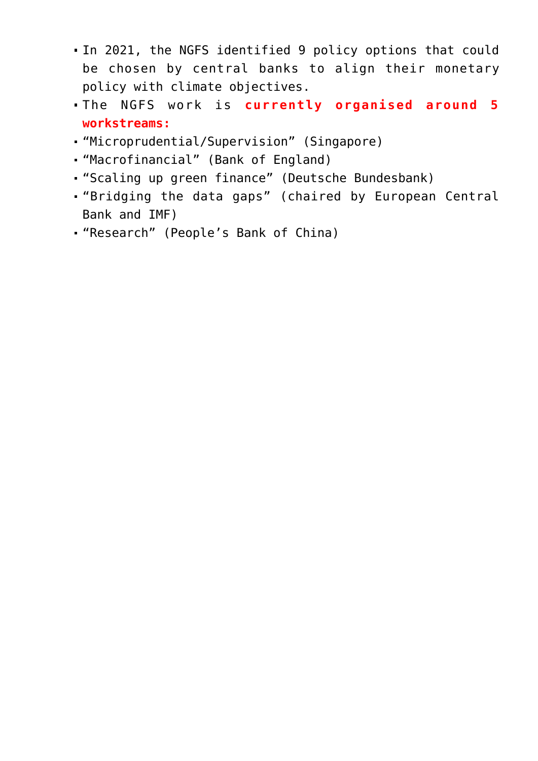- In 2021, the NGFS identified 9 policy options that could be chosen by central banks to align their monetary policy with climate objectives.
- The NGFS work is **currently organised around 5 workstreams:**
- “Microprudential/Supervision” (Singapore)
- “Macrofinancial” (Bank of England)
- “Scaling up green finance” (Deutsche Bundesbank)
- “Bridging the data gaps” (chaired by European Central Bank and IMF)
- “Research” (People’s Bank of China)